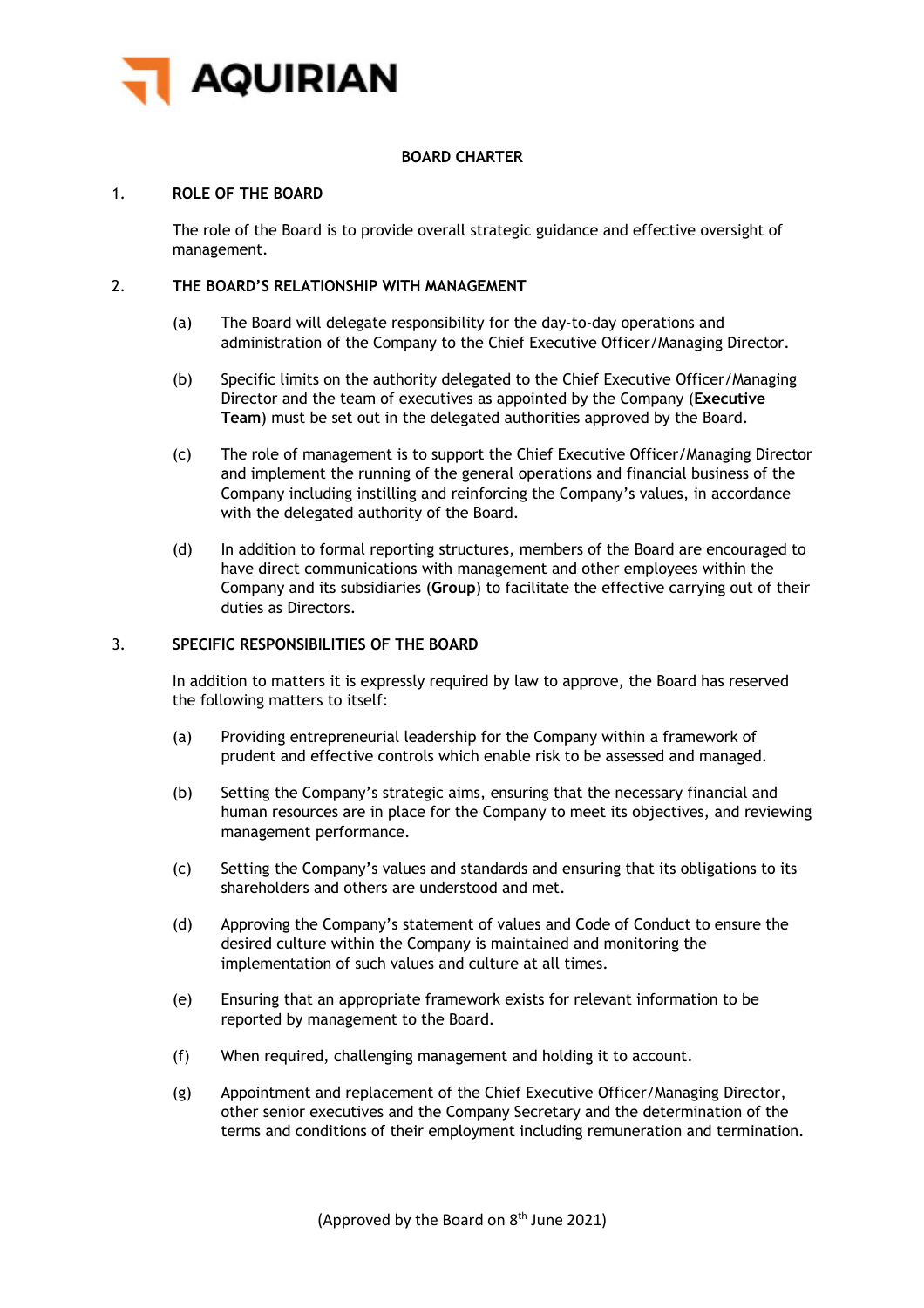# AQUIRIAN

## BOARD CHARTER

### 1. ROLE OF THE BOARD

The role of the Board is to provide overall strategic guidance and effective oversight of management.

### 2. THE BOARD'S RELATIONSHIP WITH MANAGEMENT

(a) The Board will delegate responsibility for the day-to-day operations and administration of the Company to the Chief Executive Officer/Managing Director.

(b) Specific limits on the authority delegated to the Chief Executive Officer/Managing Director and the team of executives as appointed by the Company (**Executive Team**) must be set out in the delegated authorities approved by the Board.

(c) The role of management is to support the Chief Executive Officer/Managing Director and implement the running of the general operations and financial business of the Company including instilling and reinforcing the Company's values, in accordance with the delegated authority of the Board.

(d) In addition to formal reporting structures, members of the Board are encouraged to have direct communications with management and other employees within the Company and its subsidiaries (**Group**) to facilitate the effective carrying out of their duties as Directors.

### 3. SPECIFIC RESPONSIBILITIES OF THE BOARD

In addition to matters it is expressly required by law to approve, the Board has reserved the following matters to itself:

(a) Providing entrepreneurial leadership for the Company within a framework of prudent and effective controls which enable risk to be assessed and managed.

(b) Setting the Company's strategic aims, ensuring that the necessary financial and human resources are in place for the Company to meet its objectives, and reviewing management performance.

(c) Setting the Company's values and standards and ensuring that its obligations to its shareholders and others are understood and met.

(d) Approving the Company's statement of values and Code of Conduct to ensure the desired culture within the Company is maintained and monitoring the implementation of such values and culture at all times.

(e) Ensuring that an appropriate framework exists for relevant information to be reported by management to the Board.

(f) When required, challenging management and holding it to account.

(g) Appointment and replacement of the Chief Executive Officer/Managing Director, other senior executives and the Company Secretary and the determination of the terms and conditions of their employment including remuneration and termination.

(Approved by the Board on 8th June 2021)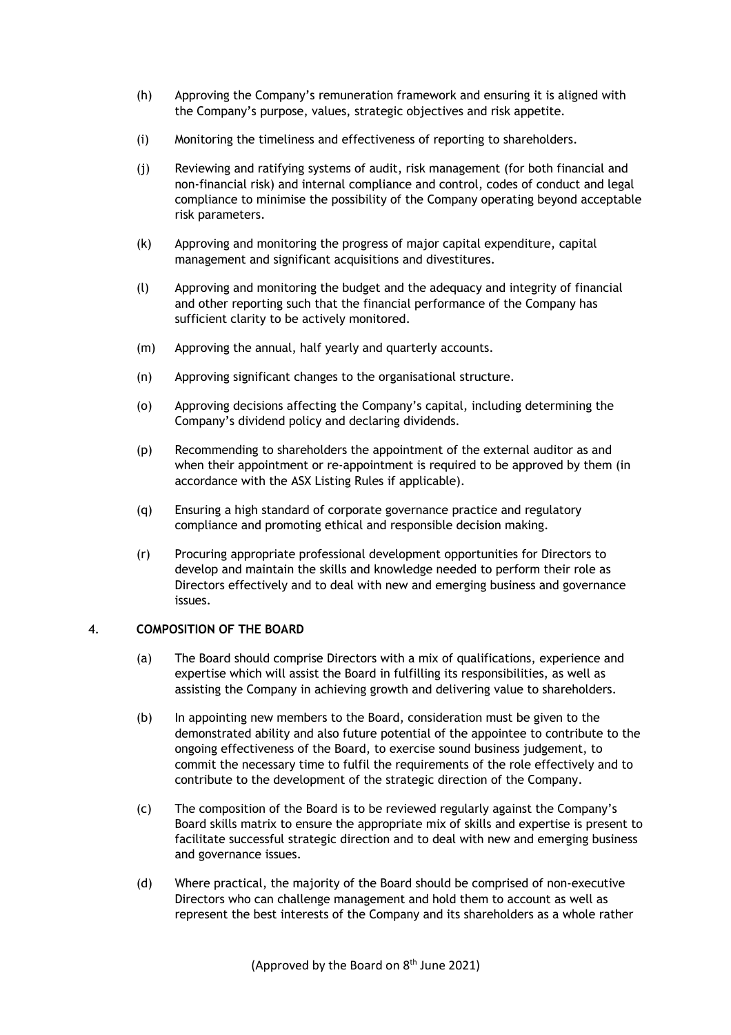(h) Approving the Company's remuneration framework and ensuring it is aligned with the Company's purpose, values, strategic objectives and risk appetite.

(i) Monitoring the timeliness and effectiveness of reporting to shareholders.

(j) Reviewing and ratifying systems of audit, risk management (for both financial and non-financial risk) and internal compliance and control, codes of conduct and legal compliance to minimise the possibility of the Company operating beyond acceptable risk parameters.

(k) Approving and monitoring the progress of major capital expenditure, capital management and significant acquisitions and divestitures.

(l) Approving and monitoring the budget and the adequacy and integrity of financial and other reporting such that the financial performance of the Company has sufficient clarity to be actively monitored.

(m) Approving the annual, half yearly and quarterly accounts.

(n) Approving significant changes to the organisational structure.

(o) Approving decisions affecting the Company's capital, including determining the Company's dividend policy and declaring dividends.

(p) Recommending to shareholders the appointment of the external auditor as and when their appointment or re-appointment is required to be approved by them (in accordance with the ASX Listing Rules if applicable).

(q) Ensuring a high standard of corporate governance practice and regulatory compliance and promoting ethical and responsible decision making.

(r) Procuring appropriate professional development opportunities for Directors to develop and maintain the skills and knowledge needed to perform their role as Directors effectively and to deal with new and emerging business and governance issues.

## 4. COMPOSITION OF THE BOARD

(a) The Board should comprise Directors with a mix of qualifications, experience and expertise which will assist the Board in fulfilling its responsibilities, as well as assisting the Company in achieving growth and delivering value to shareholders.

(b) In appointing new members to the Board, consideration must be given to the demonstrated ability and also future potential of the appointee to contribute to the ongoing effectiveness of the Board, to exercise sound business judgement, to commit the necessary time to fulfil the requirements of the role effectively and to contribute to the development of the strategic direction of the Company.

(c) The composition of the Board is to be reviewed regularly against the Company's Board skills matrix to ensure the appropriate mix of skills and expertise is present to facilitate successful strategic direction and to deal with new and emerging business and governance issues.

(d) Where practical, the majority of the Board should be comprised of non-executive Directors who can challenge management and hold them to account as well as represent the best interests of the Company and its shareholders as a whole rather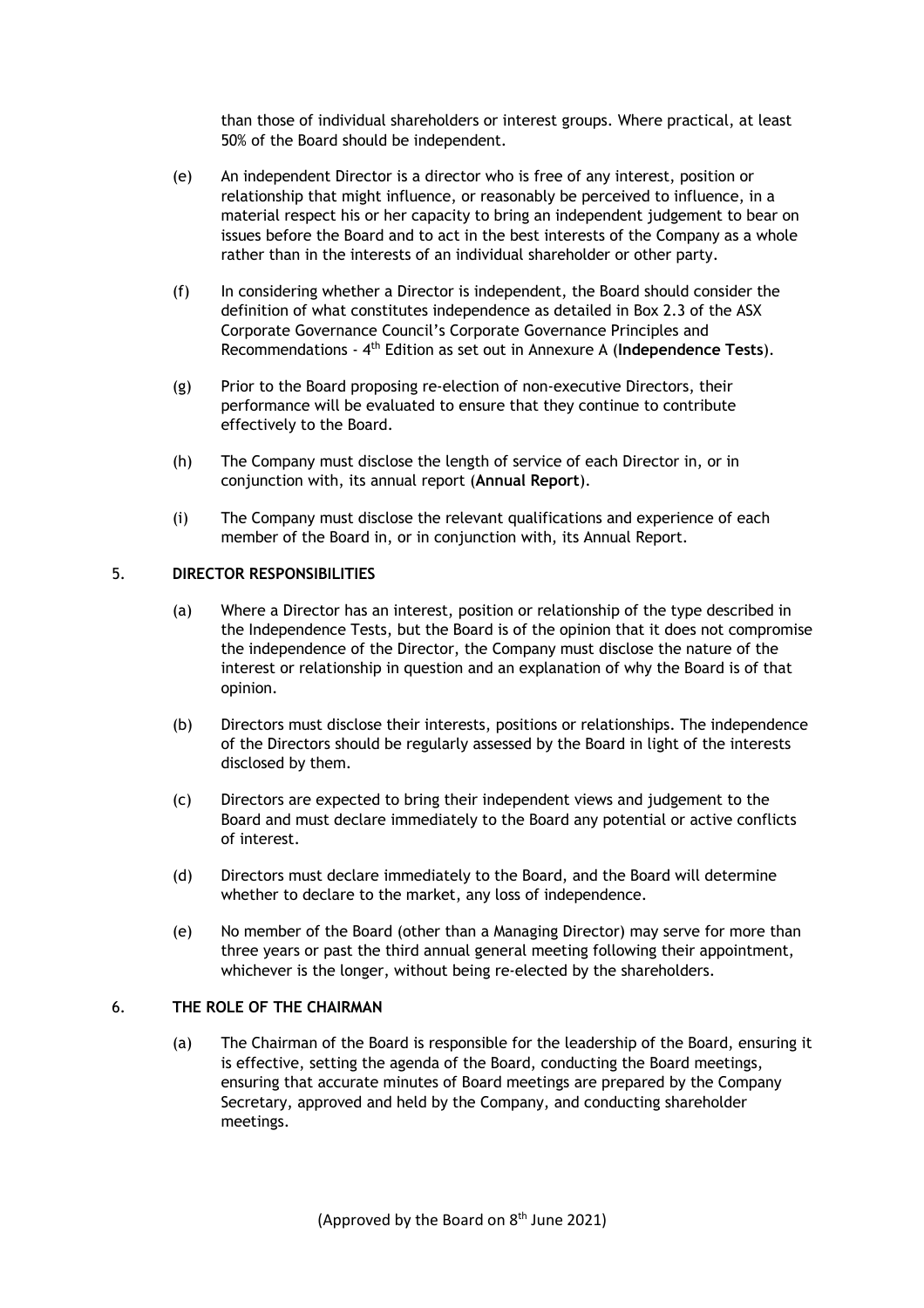than those of individual shareholders or interest groups. Where practical, at least 50% of the Board should be independent.

(e) An independent Director is a director who is free of any interest, position or relationship that might influence, or reasonably be perceived to influence, in a material respect his or her capacity to bring an independent judgement to bear on issues before the Board and to act in the best interests of the Company as a whole rather than in the interests of an individual shareholder or other party.

(f) In considering whether a Director is independent, the Board should consider the definition of what constitutes independence as detailed in Box 2.3 of the ASX Corporate Governance Council's Corporate Governance Principles and Recommendations - 4th Edition as set out in Annexure A (**Independence Tests**).

(g) Prior to the Board proposing re-election of non-executive Directors, their performance will be evaluated to ensure that they continue to contribute effectively to the Board.

(h) The Company must disclose the length of service of each Director in, or in conjunction with, its annual report (**Annual Report**).

(i) The Company must disclose the relevant qualifications and experience of each member of the Board in, or in conjunction with, its Annual Report.

## 5. DIRECTOR RESPONSIBILITIES

(a) Where a Director has an interest, position or relationship of the type described in the Independence Tests, but the Board is of the opinion that it does not compromise the independence of the Director, the Company must disclose the nature of the interest or relationship in question and an explanation of why the Board is of that opinion.

(b) Directors must disclose their interests, positions or relationships. The independence of the Directors should be regularly assessed by the Board in light of the interests disclosed by them.

(c) Directors are expected to bring their independent views and judgement to the Board and must declare immediately to the Board any potential or active conflicts of interest.

(d) Directors must declare immediately to the Board, and the Board will determine whether to declare to the market, any loss of independence.

(e) No member of the Board (other than a Managing Director) may serve for more than three years or past the third annual general meeting following their appointment, whichever is the longer, without being re-elected by the shareholders.

## 6. THE ROLE OF THE CHAIRMAN

(a) The Chairman of the Board is responsible for the leadership of the Board, ensuring it is effective, setting the agenda of the Board, conducting the Board meetings, ensuring that accurate minutes of Board meetings are prepared by the Company Secretary, approved and held by the Company, and conducting shareholder meetings.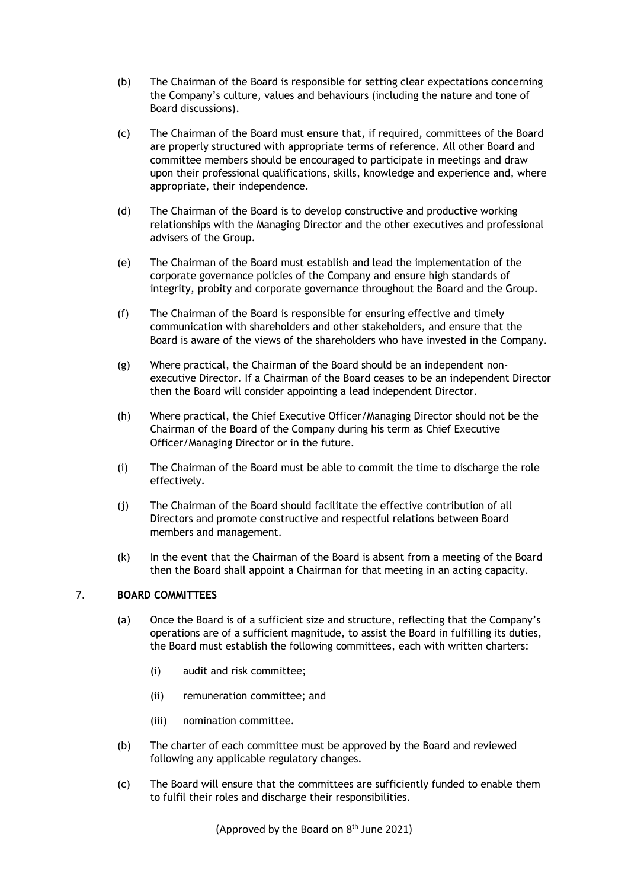(b) The Chairman of the Board is responsible for setting clear expectations concerning the Company's culture, values and behaviours (including the nature and tone of Board discussions).

(c) The Chairman of the Board must ensure that, if required, committees of the Board are properly structured with appropriate terms of reference. All other Board and committee members should be encouraged to participate in meetings and draw upon their professional qualifications, skills, knowledge and experience and, where appropriate, their independence.

(d) The Chairman of the Board is to develop constructive and productive working relationships with the Managing Director and the other executives and professional advisers of the Group.

(e) The Chairman of the Board must establish and lead the implementation of the corporate governance policies of the Company and ensure high standards of integrity, probity and corporate governance throughout the Board and the Group.

(f) The Chairman of the Board is responsible for ensuring effective and timely communication with shareholders and other stakeholders, and ensure that the Board is aware of the views of the shareholders who have invested in the Company.

(g) Where practical, the Chairman of the Board should be an independent non-executive Director. If a Chairman of the Board ceases to be an independent Director then the Board will consider appointing a lead independent Director.

(h) Where practical, the Chief Executive Officer/Managing Director should not be the Chairman of the Board of the Company during his term as Chief Executive Officer/Managing Director or in the future.

(i) The Chairman of the Board must be able to commit the time to discharge the role effectively.

(j) The Chairman of the Board should facilitate the effective contribution of all Directors and promote constructive and respectful relations between Board members and management.

(k) In the event that the Chairman of the Board is absent from a meeting of the Board then the Board shall appoint a Chairman for that meeting in an acting capacity.

## 7. BOARD COMMITTEES

(a) Once the Board is of a sufficient size and structure, reflecting that the Company's operations are of a sufficient magnitude, to assist the Board in fulfilling its duties, the Board must establish the following committees, each with written charters:

  (i) audit and risk committee;

  (ii) remuneration committee; and

  (iii) nomination committee.

(b) The charter of each committee must be approved by the Board and reviewed following any applicable regulatory changes.

(c) The Board will ensure that the committees are sufficiently funded to enable them to fulfil their roles and discharge their responsibilities.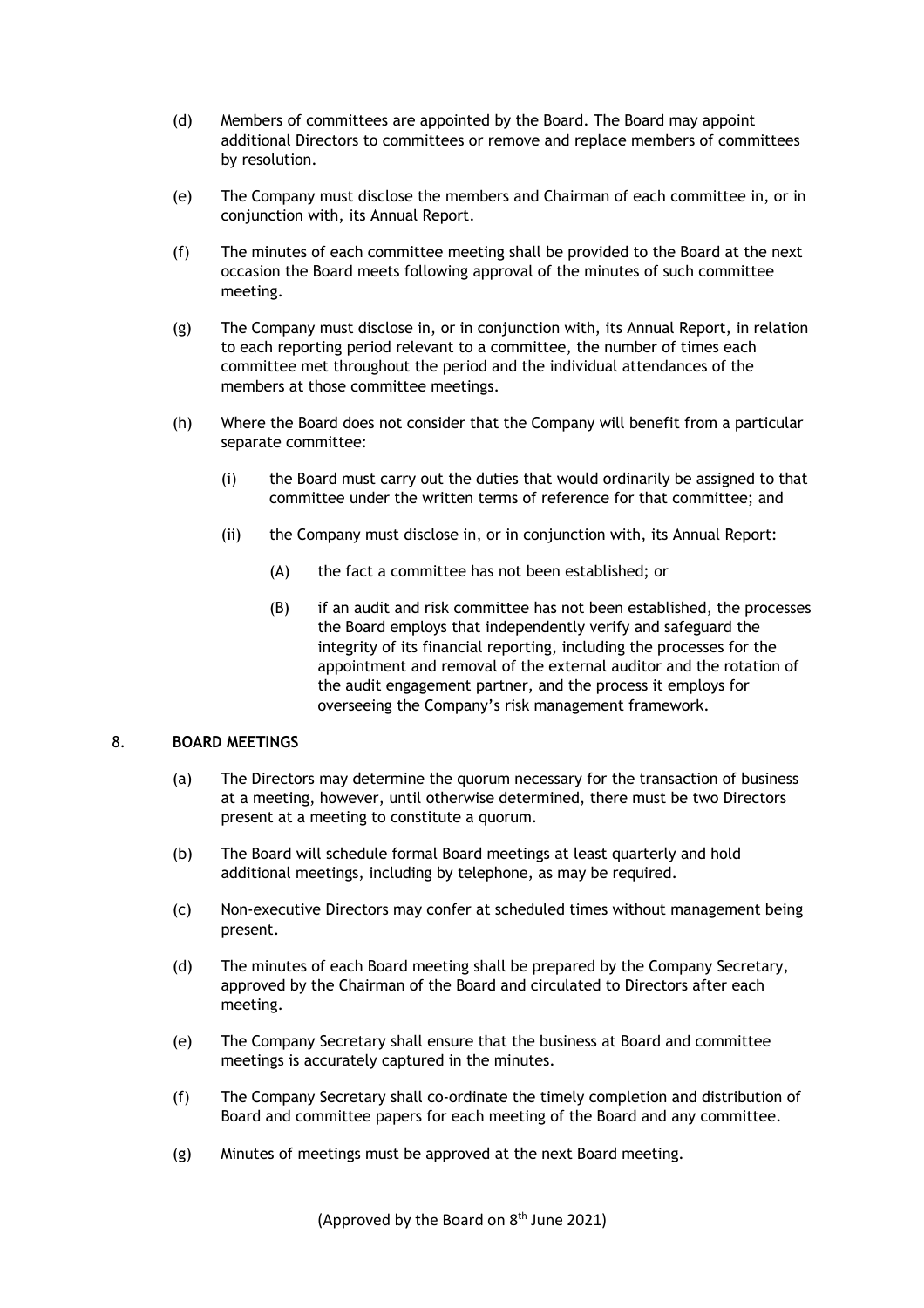(d) Members of committees are appointed by the Board. The Board may appoint additional Directors to committees or remove and replace members of committees by resolution.

(e) The Company must disclose the members and Chairman of each committee in, or in conjunction with, its Annual Report.

(f) The minutes of each committee meeting shall be provided to the Board at the next occasion the Board meets following approval of the minutes of such committee meeting.

(g) The Company must disclose in, or in conjunction with, its Annual Report, in relation to each reporting period relevant to a committee, the number of times each committee met throughout the period and the individual attendances of the members at those committee meetings.

(h) Where the Board does not consider that the Company will benefit from a particular separate committee:

   (i) the Board must carry out the duties that would ordinarily be assigned to that committee under the written terms of reference for that committee; and

   (ii) the Company must disclose in, or in conjunction with, its Annual Report:

      (A) the fact a committee has not been established; or

      (B) if an audit and risk committee has not been established, the processes the Board employs that independently verify and safeguard the integrity of its financial reporting, including the processes for the appointment and removal of the external auditor and the rotation of the audit engagement partner, and the process it employs for overseeing the Company's risk management framework.

## 8. BOARD MEETINGS

(a) The Directors may determine the quorum necessary for the transaction of business at a meeting, however, until otherwise determined, there must be two Directors present at a meeting to constitute a quorum.

(b) The Board will schedule formal Board meetings at least quarterly and hold additional meetings, including by telephone, as may be required.

(c) Non-executive Directors may confer at scheduled times without management being present.

(d) The minutes of each Board meeting shall be prepared by the Company Secretary, approved by the Chairman of the Board and circulated to Directors after each meeting.

(e) The Company Secretary shall ensure that the business at Board and committee meetings is accurately captured in the minutes.

(f) The Company Secretary shall co-ordinate the timely completion and distribution of Board and committee papers for each meeting of the Board and any committee.

(g) Minutes of meetings must be approved at the next Board meeting.

(Approved by the Board on 8th June 2021)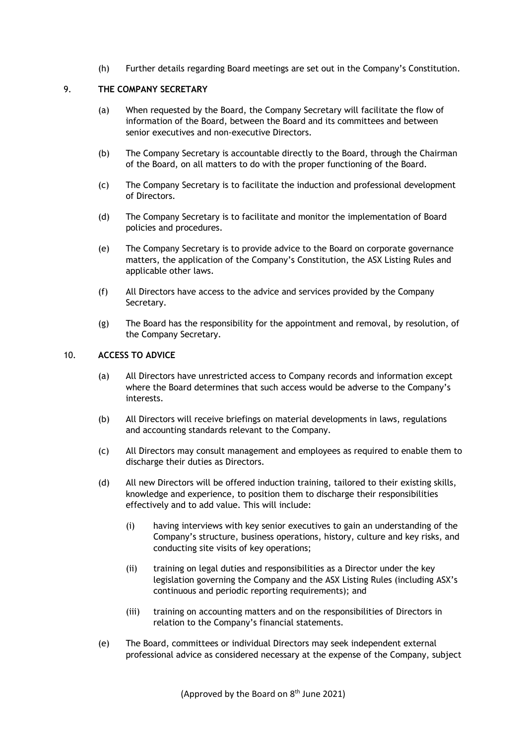(h) Further details regarding Board meetings are set out in the Company's Constitution.

## 9. THE COMPANY SECRETARY

(a) When requested by the Board, the Company Secretary will facilitate the flow of information of the Board, between the Board and its committees and between senior executives and non-executive Directors.

(b) The Company Secretary is accountable directly to the Board, through the Chairman of the Board, on all matters to do with the proper functioning of the Board.

(c) The Company Secretary is to facilitate the induction and professional development of Directors.

(d) The Company Secretary is to facilitate and monitor the implementation of Board policies and procedures.

(e) The Company Secretary is to provide advice to the Board on corporate governance matters, the application of the Company's Constitution, the ASX Listing Rules and applicable other laws.

(f) All Directors have access to the advice and services provided by the Company Secretary.

(g) The Board has the responsibility for the appointment and removal, by resolution, of the Company Secretary.

## 10. ACCESS TO ADVICE

(a) All Directors have unrestricted access to Company records and information except where the Board determines that such access would be adverse to the Company's interests.

(b) All Directors will receive briefings on material developments in laws, regulations and accounting standards relevant to the Company.

(c) All Directors may consult management and employees as required to enable them to discharge their duties as Directors.

(d) All new Directors will be offered induction training, tailored to their existing skills, knowledge and experience, to position them to discharge their responsibilities effectively and to add value. This will include:

  (i) having interviews with key senior executives to gain an understanding of the Company's structure, business operations, history, culture and key risks, and conducting site visits of key operations;

  (ii) training on legal duties and responsibilities as a Director under the key legislation governing the Company and the ASX Listing Rules (including ASX's continuous and periodic reporting requirements); and

  (iii) training on accounting matters and on the responsibilities of Directors in relation to the Company's financial statements.

(e) The Board, committees or individual Directors may seek independent external professional advice as considered necessary at the expense of the Company, subject

(Approved by the Board on 8th June 2021)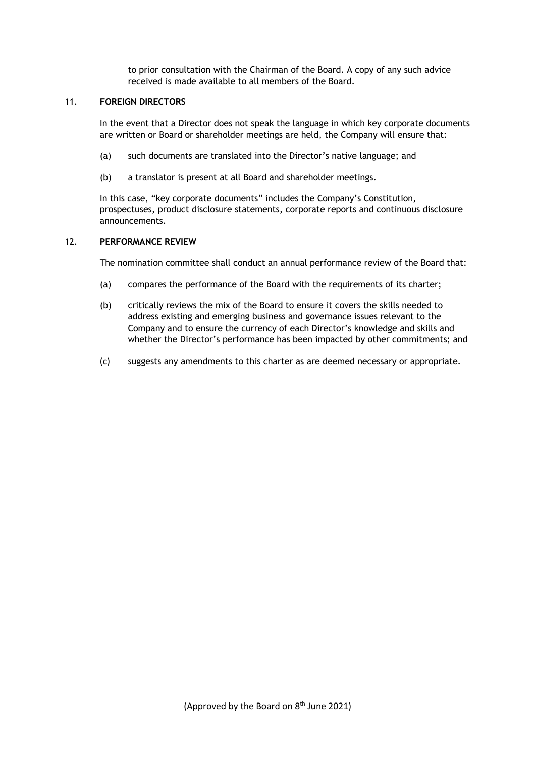to prior consultation with the Chairman of the Board. A copy of any such advice received is made available to all members of the Board.

## 11. FOREIGN DIRECTORS

In the event that a Director does not speak the language in which key corporate documents are written or Board or shareholder meetings are held, the Company will ensure that:

(a) such documents are translated into the Director's native language; and

(b) a translator is present at all Board and shareholder meetings.

In this case, "key corporate documents" includes the Company's Constitution, prospectuses, product disclosure statements, corporate reports and continuous disclosure announcements.

## 12. PERFORMANCE REVIEW

The nomination committee shall conduct an annual performance review of the Board that:

(a) compares the performance of the Board with the requirements of its charter;

(b) critically reviews the mix of the Board to ensure it covers the skills needed to address existing and emerging business and governance issues relevant to the Company and to ensure the currency of each Director's knowledge and skills and whether the Director's performance has been impacted by other commitments; and

(c) suggests any amendments to this charter as are deemed necessary or appropriate.

(Approved by the Board on 8th June 2021)